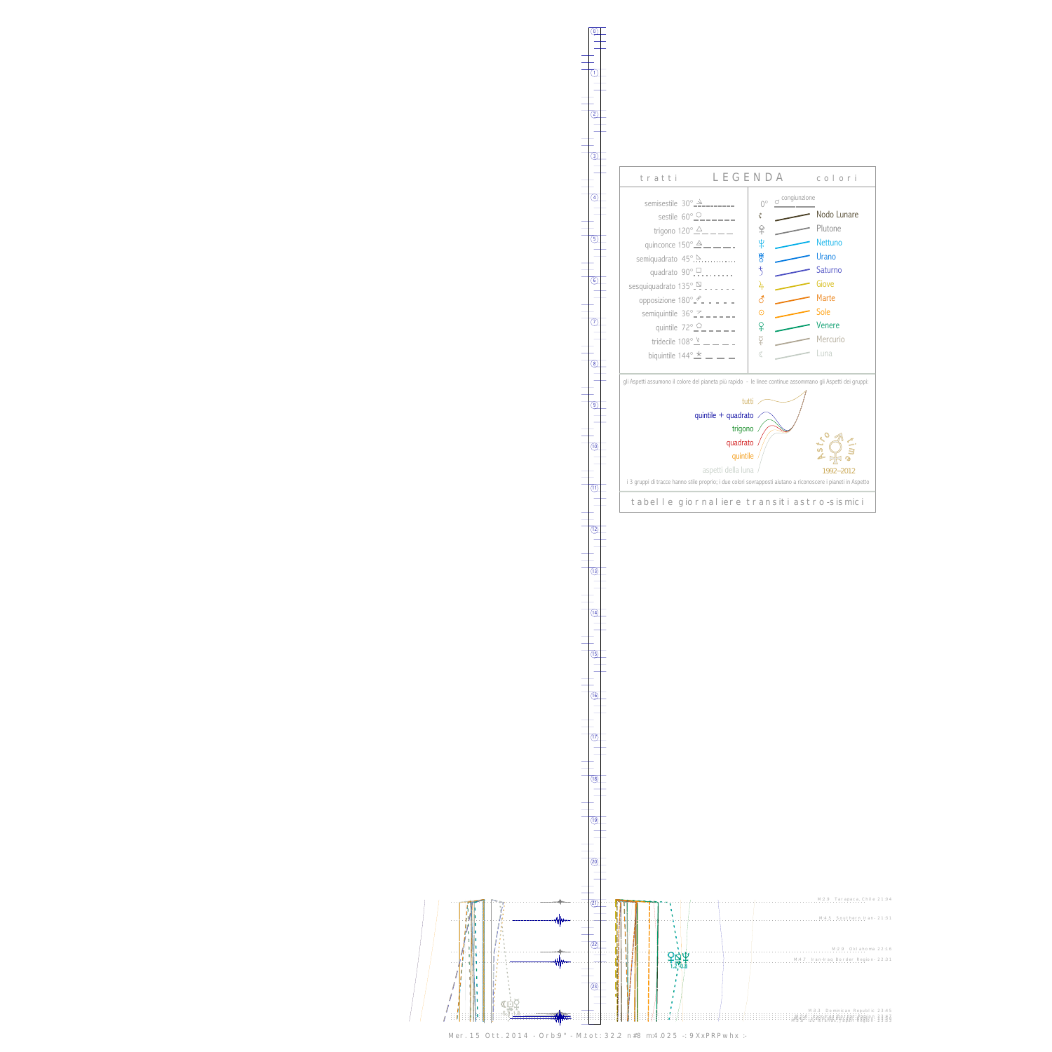tratti **LEGENDA** colori

| tratti | | colori |
|---|---|---|
| semisestile 30° | 0° | congiunzione |
| sestile 60° | | Nodo Lunare |
| trigono 120° | | Plutone |
| quinconce 150° | | Nettuno |
| semiquadrato 45° | | Urano |
| quadrato 90° | | Saturno |
| sesquiquadrato 135° | | Giove |
| opposizione 180° | | Marte |
| semiquintile 36° | | Sole |
| quintile 72° | | Venere |
| tridecile 108° | | Mercurio |
| biquintile 144° | | Luna |

gli Aspetti assumono il colore del pianeta più rapido - le linee continue assommano gli Aspetti dei gruppi:

tutti

quintile + quadrato

trigono

quadrato

quintile

aspetti della luna

Astro time 1992–2012

i 3 gruppi di tracce hanno stile proprio; i due colori sovrapposti aiutano a riconoscere i pianeti in Aspetto

tabelle giornaliere transiti astro-sismici

M 3.9 Tarapaca, Chile 21:04

M 4.5 Southern Iran 21:31

M 2.9 Oklahoma 22:16

M 4.7 Iran-Iraq Border Region 22:31

M 3.3 Dominican Republic 23:45

Mer. 15 Ott. 2014 - Orb:9° - M.tot: 32.2 n#8 m:4.025 -: 9XxPRPwhx :-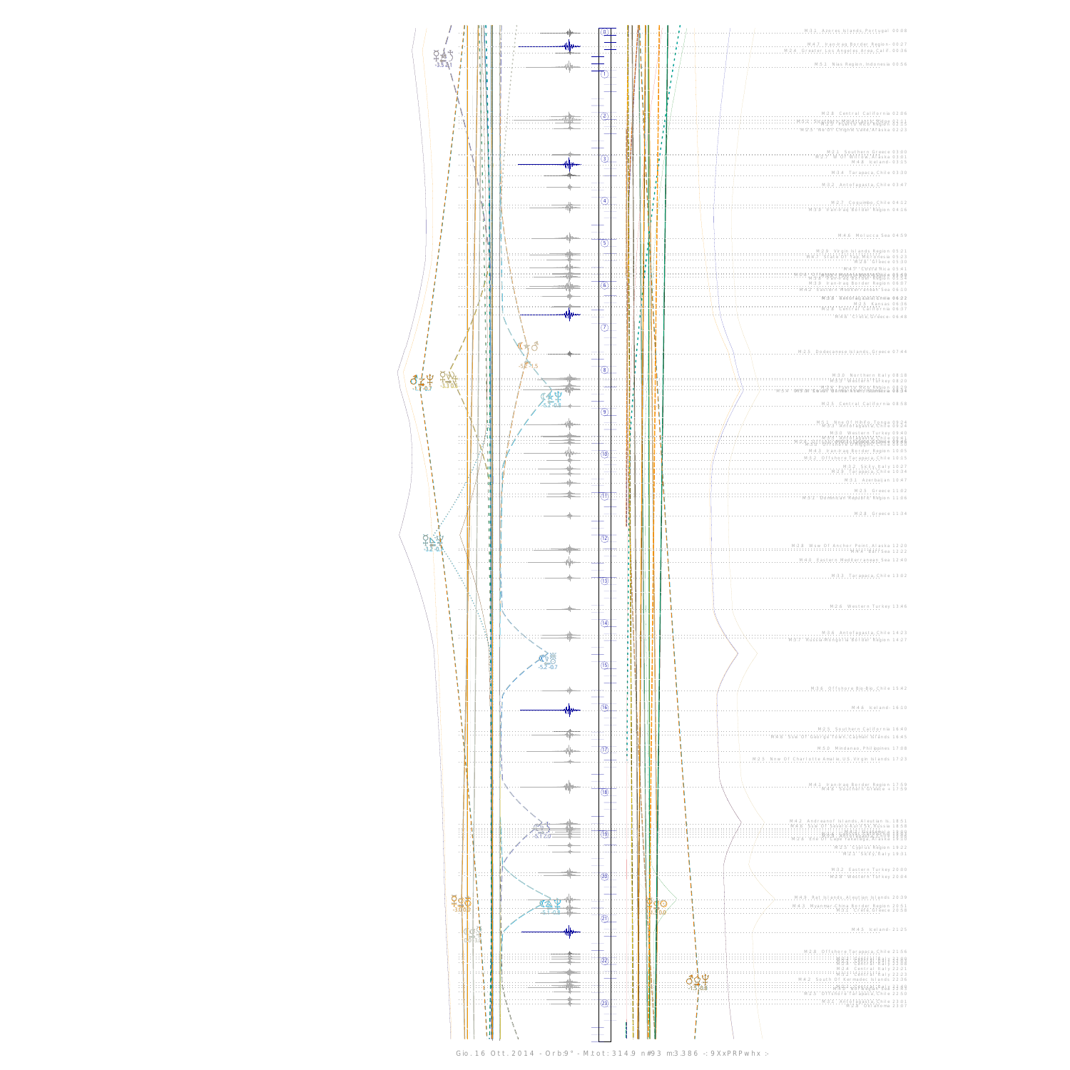M 3.1 Azores Islands Portugal 00:08
M 4.7 Iran-Iraq Border Region 00:27
M 2.4 Greater Los Angeles Area Calif. 00:36
M 5.1 Nias Region Indonesia 00:56
M 2.8 Central California 02:06
M 3.1 Southern Greece 03:00
M 4.8 Iceland 03:15
M 3.4 Tarapaca Chile 03:30
M 3.2 Antofagasta Chile 03:47
M 2.7 Coquimbo Chile 04:12
M 3.8 Iran-Iraq Border Region 04:16
M 4.6 Molucca Sea 04:59
M 2.9 Virgin Islands Region 05:21
M 2.6 Greece 05:30
M 4.7 Costa Rica 05:41
M 3.8 Iran-Iraq Border Region 06:07
M 2.5 Kansas 06:36
M 4.6 Crete Greece 06:48
M 3.3 Dodecanese Islands Greece 07:44
M 3.2 Northern Italy 08:18
M 2.5 Central California 08:58
M 3.0 Western Turkey 09:40
M 4.3 Iran-Iraq Border Region 10:05
M 3.2 Offshore Tarapaca Chile 10:15
M 3.2 Sicily Italy 10:27
M 3.3 Tarapaca Chile 10:34
M 3.1 Azerbaijan 10:47
M 2.5 Greece 11:02
M 2.8 Greece 11:34
M 2.8 Nnw Of Anchor Point Alaska 12:20
M 4.0 Eastern Mediterranean Sea 12:40
M 3.3 Tarapaca Chile 13:02
M 2.6 Western Turkey 13:46
M 3.6 Antofagasta Chile 14:23
M 3.7 Russia-Mongolia Border Region 14:27
M 3.6 Offshore Bio-Bio Chile 15:42
M 4.6 Iceland 16:10
M 2.5 Southern California 16:40
M 3.0 Mindanao Philippines 17:06
M 2.5 Nnw Of Charlotte Amalie U.S. Virgin Islands 17:23
M 4.3 Iran-Iraq Border Region 17:59
M 4.6 Southern Greece 17:59
M 4.2 Andreanof Islands Aleutian Is. 18:51
M 2.1 Sicily Italy 19:31
M 3.2 Eastern Turkey 20:00
M 2.9 Western Turkey 20:04
M 4.9 Rat Islands Aleutian Islands 20:39
M 4.3 Myanmar-China Border Region 20:51
M 3.1 Crete Greece 20:58
M 4.5 Iceland 21:25
M 2.8 Offshore Tarapaca Chile 21:56
M 2.4 Central Italy 22:21
M 4.2 South Of Kermadec Islands 22:36
M 2.5 Offshore Tarapaca Chile 22:50
M 4.1 Antofagasta Chile 23:01
M 2.9 Oklahoma 23:07

Gio. 16 Ott. 2014 - Orb:9° - M.tot: 314.9 n#93 m:3.386 -: 9XxPRPwhx :-